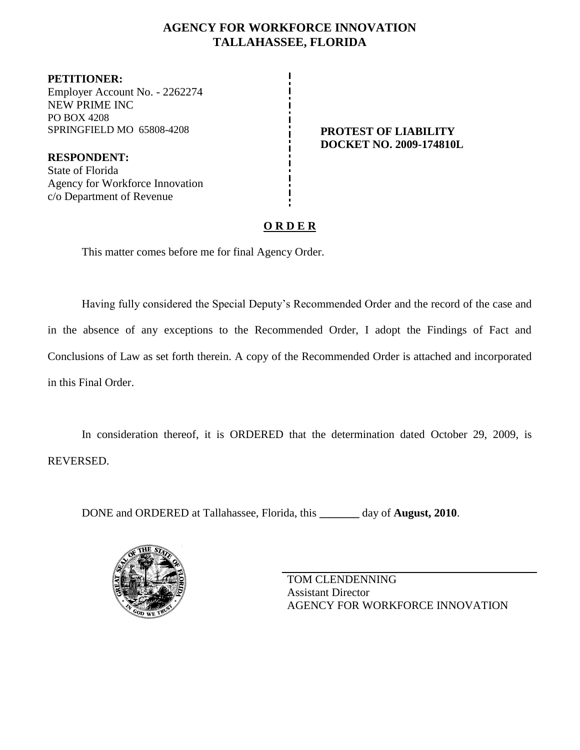# AGENCY FOR WORKFORCE INNOVATION
## TALLAHASSEE, FLORIDA

**PETITIONER:**
Employer Account No. - 2262274
NEW PRIME INC
PO BOX 4208
SPRINGFIELD MO 65808-4208

**RESPONDENT:**
State of Florida
Agency for Workforce Innovation
c/o Department of Revenue

**PROTEST OF LIABILITY**
**DOCKET NO. 2009-174810L**

**O R D E R**

This matter comes before me for final Agency Order.

Having fully considered the Special Deputy's Recommended Order and the record of the case and in the absence of any exceptions to the Recommended Order, I adopt the Findings of Fact and Conclusions of Law as set forth therein. A copy of the Recommended Order is attached and incorporated in this Final Order.

In consideration thereof, it is ORDERED that the determination dated October 29, 2009, is REVERSED.

DONE and ORDERED at Tallahassee, Florida, this _______ day of **August, 2010**.

TOM CLENDENNING
Assistant Director
AGENCY FOR WORKFORCE INNOVATION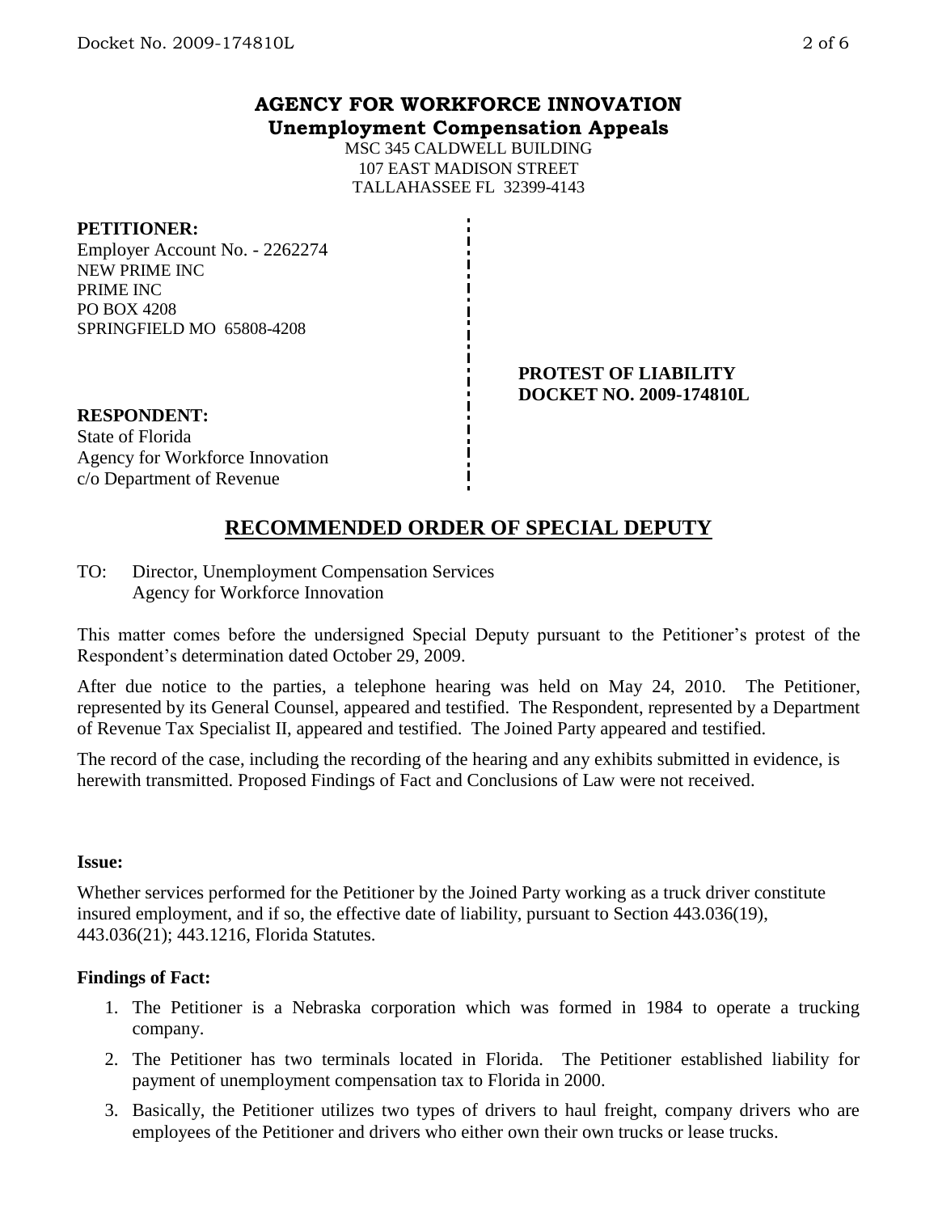**AGENCY FOR WORKFORCE INNOVATION**
**Unemployment Compensation Appeals**

MSC 345 CALDWELL BUILDING
107 EAST MADISON STREET
TALLAHASSEE FL 32399-4143

**PETITIONER:**
Employer Account No. - 2262274
NEW PRIME INC
PRIME INC
PO BOX 4208
SPRINGFIELD MO 65808-4208

**PROTEST OF LIABILITY**
**DOCKET NO. 2009-174810L**

**RESPONDENT:**
State of Florida
Agency for Workforce Innovation
c/o Department of Revenue

## RECOMMENDED ORDER OF SPECIAL DEPUTY

TO: Director, Unemployment Compensation Services
Agency for Workforce Innovation

This matter comes before the undersigned Special Deputy pursuant to the Petitioner's protest of the Respondent's determination dated October 29, 2009.

After due notice to the parties, a telephone hearing was held on May 24, 2010. The Petitioner, represented by its General Counsel, appeared and testified. The Respondent, represented by a Department of Revenue Tax Specialist II, appeared and testified. The Joined Party appeared and testified.

The record of the case, including the recording of the hearing and any exhibits submitted in evidence, is herewith transmitted. Proposed Findings of Fact and Conclusions of Law were not received.

**Issue:**

Whether services performed for the Petitioner by the Joined Party working as a truck driver constitute insured employment, and if so, the effective date of liability, pursuant to Section 443.036(19), 443.036(21); 443.1216, Florida Statutes.

**Findings of Fact:**

1. The Petitioner is a Nebraska corporation which was formed in 1984 to operate a trucking company.
2. The Petitioner has two terminals located in Florida. The Petitioner established liability for payment of unemployment compensation tax to Florida in 2000.
3. Basically, the Petitioner utilizes two types of drivers to haul freight, company drivers who are employees of the Petitioner and drivers who either own their own trucks or lease trucks.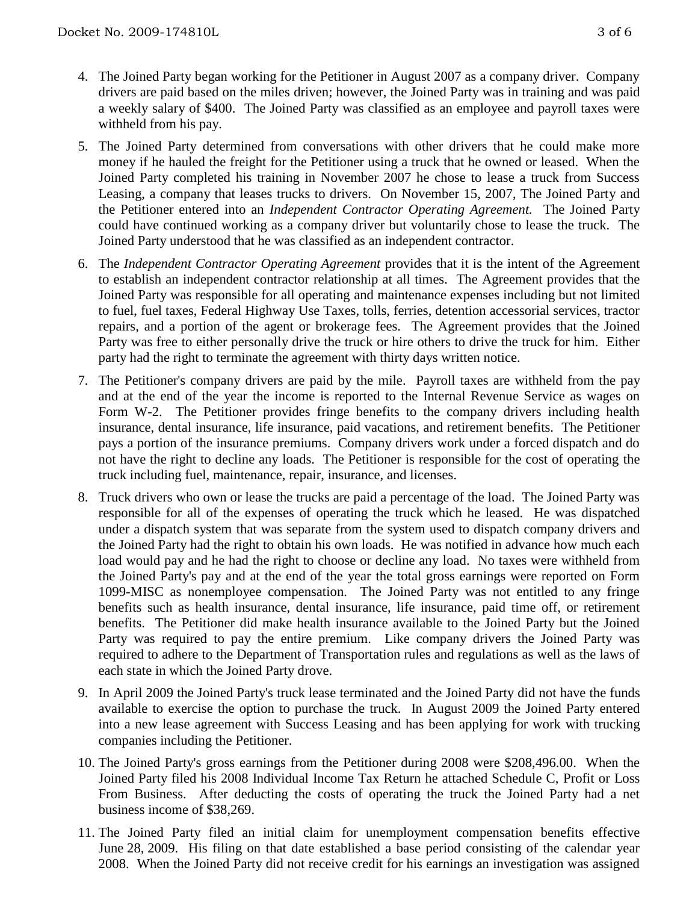4. The Joined Party began working for the Petitioner in August 2007 as a company driver. Company drivers are paid based on the miles driven; however, the Joined Party was in training and was paid a weekly salary of $400. The Joined Party was classified as an employee and payroll taxes were withheld from his pay.

5. The Joined Party determined from conversations with other drivers that he could make more money if he hauled the freight for the Petitioner using a truck that he owned or leased. When the Joined Party completed his training in November 2007 he chose to lease a truck from Success Leasing, a company that leases trucks to drivers. On November 15, 2007, The Joined Party and the Petitioner entered into an *Independent Contractor Operating Agreement.* The Joined Party could have continued working as a company driver but voluntarily chose to lease the truck. The Joined Party understood that he was classified as an independent contractor.

6. The *Independent Contractor Operating Agreement* provides that it is the intent of the Agreement to establish an independent contractor relationship at all times. The Agreement provides that the Joined Party was responsible for all operating and maintenance expenses including but not limited to fuel, fuel taxes, Federal Highway Use Taxes, tolls, ferries, detention accessorial services, tractor repairs, and a portion of the agent or brokerage fees. The Agreement provides that the Joined Party was free to either personally drive the truck or hire others to drive the truck for him. Either party had the right to terminate the agreement with thirty days written notice.

7. The Petitioner's company drivers are paid by the mile. Payroll taxes are withheld from the pay and at the end of the year the income is reported to the Internal Revenue Service as wages on Form W-2. The Petitioner provides fringe benefits to the company drivers including health insurance, dental insurance, life insurance, paid vacations, and retirement benefits. The Petitioner pays a portion of the insurance premiums. Company drivers work under a forced dispatch and do not have the right to decline any loads. The Petitioner is responsible for the cost of operating the truck including fuel, maintenance, repair, insurance, and licenses.

8. Truck drivers who own or lease the trucks are paid a percentage of the load. The Joined Party was responsible for all of the expenses of operating the truck which he leased. He was dispatched under a dispatch system that was separate from the system used to dispatch company drivers and the Joined Party had the right to obtain his own loads. He was notified in advance how much each load would pay and he had the right to choose or decline any load. No taxes were withheld from the Joined Party's pay and at the end of the year the total gross earnings were reported on Form 1099-MISC as nonemployee compensation. The Joined Party was not entitled to any fringe benefits such as health insurance, dental insurance, life insurance, paid time off, or retirement benefits. The Petitioner did make health insurance available to the Joined Party but the Joined Party was required to pay the entire premium. Like company drivers the Joined Party was required to adhere to the Department of Transportation rules and regulations as well as the laws of each state in which the Joined Party drove.

9. In April 2009 the Joined Party's truck lease terminated and the Joined Party did not have the funds available to exercise the option to purchase the truck. In August 2009 the Joined Party entered into a new lease agreement with Success Leasing and has been applying for work with trucking companies including the Petitioner.

10. The Joined Party's gross earnings from the Petitioner during 2008 were $208,496.00. When the Joined Party filed his 2008 Individual Income Tax Return he attached Schedule C, Profit or Loss From Business. After deducting the costs of operating the truck the Joined Party had a net business income of $38,269.

11. The Joined Party filed an initial claim for unemployment compensation benefits effective June 28, 2009. His filing on that date established a base period consisting of the calendar year 2008. When the Joined Party did not receive credit for his earnings an investigation was assigned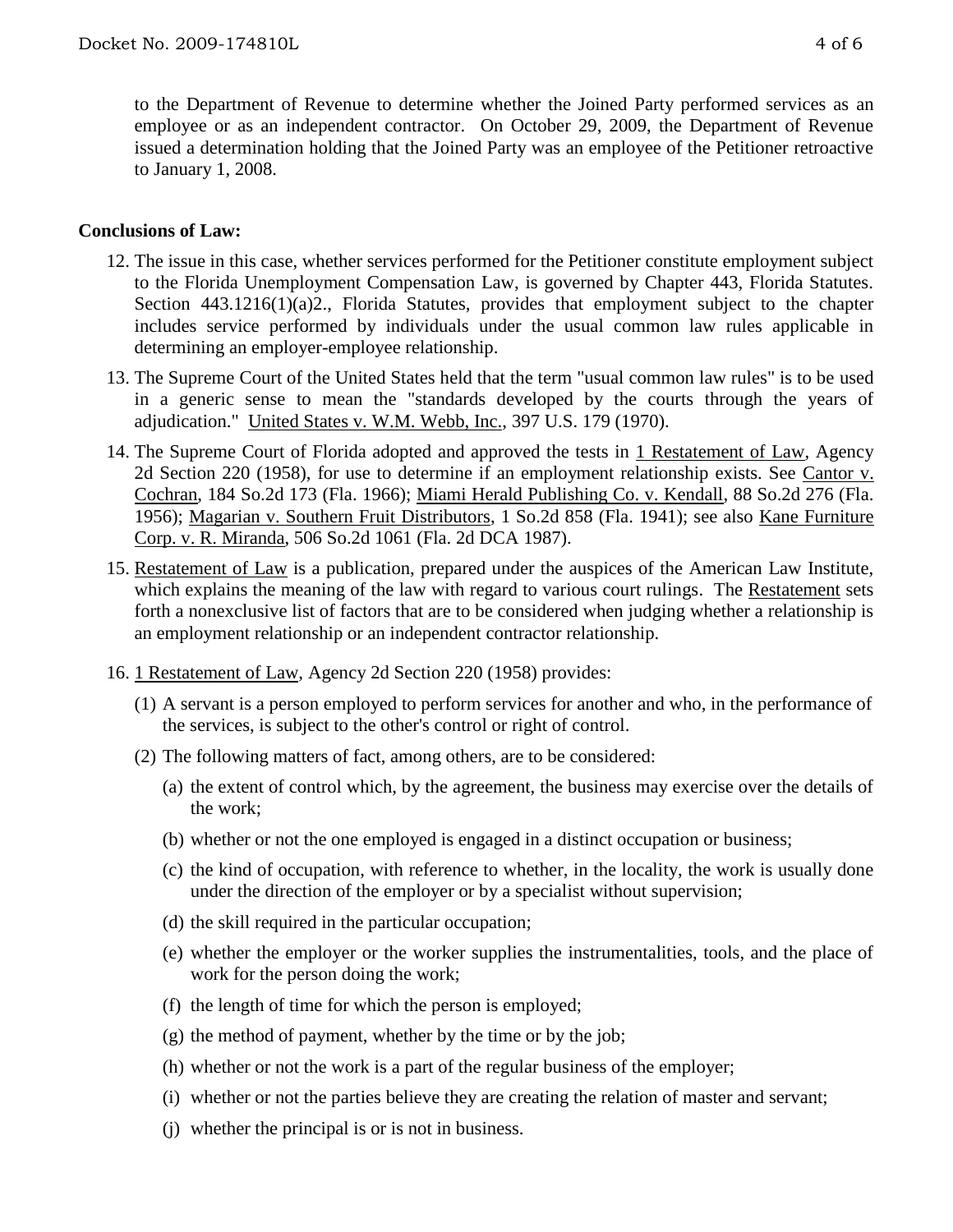to the Department of Revenue to determine whether the Joined Party performed services as an employee or as an independent contractor. On October 29, 2009, the Department of Revenue issued a determination holding that the Joined Party was an employee of the Petitioner retroactive to January 1, 2008.

**Conclusions of Law:**

12. The issue in this case, whether services performed for the Petitioner constitute employment subject to the Florida Unemployment Compensation Law, is governed by Chapter 443, Florida Statutes. Section 443.1216(1)(a)2., Florida Statutes, provides that employment subject to the chapter includes service performed by individuals under the usual common law rules applicable in determining an employer-employee relationship.

13. The Supreme Court of the United States held that the term "usual common law rules" is to be used in a generic sense to mean the "standards developed by the courts through the years of adjudication." United States v. W.M. Webb, Inc., 397 U.S. 179 (1970).

14. The Supreme Court of Florida adopted and approved the tests in 1 Restatement of Law, Agency 2d Section 220 (1958), for use to determine if an employment relationship exists. See Cantor v. Cochran, 184 So.2d 173 (Fla. 1966); Miami Herald Publishing Co. v. Kendall, 88 So.2d 276 (Fla. 1956); Magarian v. Southern Fruit Distributors, 1 So.2d 858 (Fla. 1941); see also Kane Furniture Corp. v. R. Miranda, 506 So.2d 1061 (Fla. 2d DCA 1987).

15. Restatement of Law is a publication, prepared under the auspices of the American Law Institute, which explains the meaning of the law with regard to various court rulings. The Restatement sets forth a nonexclusive list of factors that are to be considered when judging whether a relationship is an employment relationship or an independent contractor relationship.

16. 1 Restatement of Law, Agency 2d Section 220 (1958) provides:

    (1) A servant is a person employed to perform services for another and who, in the performance of the services, is subject to the other's control or right of control.

    (2) The following matters of fact, among others, are to be considered:

    (a) the extent of control which, by the agreement, the business may exercise over the details of the work;

    (b) whether or not the one employed is engaged in a distinct occupation or business;

    (c) the kind of occupation, with reference to whether, in the locality, the work is usually done under the direction of the employer or by a specialist without supervision;

    (d) the skill required in the particular occupation;

    (e) whether the employer or the worker supplies the instrumentalities, tools, and the place of work for the person doing the work;

    (f) the length of time for which the person is employed;

    (g) the method of payment, whether by the time or by the job;

    (h) whether or not the work is a part of the regular business of the employer;

    (i) whether or not the parties believe they are creating the relation of master and servant;

    (j) whether the principal is or is not in business.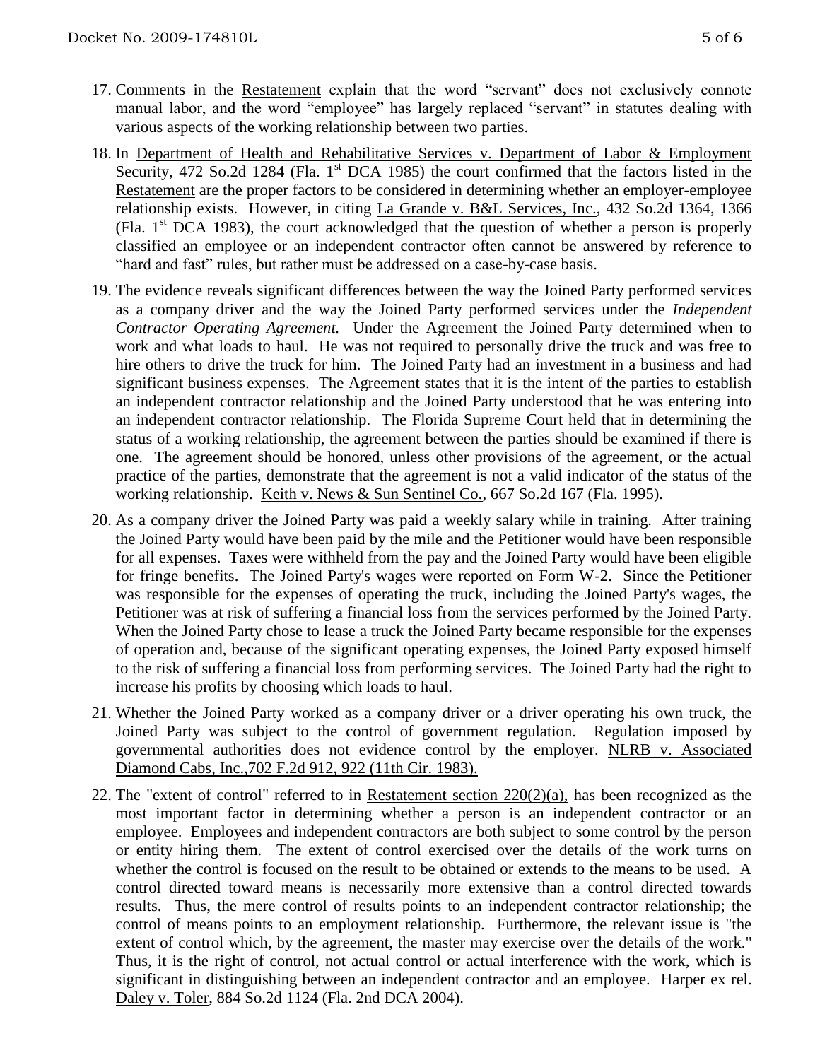17. Comments in the Restatement explain that the word "servant" does not exclusively connote manual labor, and the word "employee" has largely replaced "servant" in statutes dealing with various aspects of the working relationship between two parties.

18. In Department of Health and Rehabilitative Services v. Department of Labor & Employment Security, 472 So.2d 1284 (Fla. 1st DCA 1985) the court confirmed that the factors listed in the Restatement are the proper factors to be considered in determining whether an employer-employee relationship exists. However, in citing La Grande v. B&L Services, Inc., 432 So.2d 1364, 1366 (Fla. 1st DCA 1983), the court acknowledged that the question of whether a person is properly classified an employee or an independent contractor often cannot be answered by reference to "hard and fast" rules, but rather must be addressed on a case-by-case basis.

19. The evidence reveals significant differences between the way the Joined Party performed services as a company driver and the way the Joined Party performed services under the *Independent Contractor Operating Agreement.* Under the Agreement the Joined Party determined when to work and what loads to haul. He was not required to personally drive the truck and was free to hire others to drive the truck for him. The Joined Party had an investment in a business and had significant business expenses. The Agreement states that it is the intent of the parties to establish an independent contractor relationship and the Joined Party understood that he was entering into an independent contractor relationship. The Florida Supreme Court held that in determining the status of a working relationship, the agreement between the parties should be examined if there is one. The agreement should be honored, unless other provisions of the agreement, or the actual practice of the parties, demonstrate that the agreement is not a valid indicator of the status of the working relationship. Keith v. News & Sun Sentinel Co., 667 So.2d 167 (Fla. 1995).

20. As a company driver the Joined Party was paid a weekly salary while in training. After training the Joined Party would have been paid by the mile and the Petitioner would have been responsible for all expenses. Taxes were withheld from the pay and the Joined Party would have been eligible for fringe benefits. The Joined Party's wages were reported on Form W-2. Since the Petitioner was responsible for the expenses of operating the truck, including the Joined Party's wages, the Petitioner was at risk of suffering a financial loss from the services performed by the Joined Party. When the Joined Party chose to lease a truck the Joined Party became responsible for the expenses of operation and, because of the significant operating expenses, the Joined Party exposed himself to the risk of suffering a financial loss from performing services. The Joined Party had the right to increase his profits by choosing which loads to haul.

21. Whether the Joined Party worked as a company driver or a driver operating his own truck, the Joined Party was subject to the control of government regulation. Regulation imposed by governmental authorities does not evidence control by the employer. NLRB v. Associated Diamond Cabs, Inc.,702 F.2d 912, 922 (11th Cir. 1983).

22. The "extent of control" referred to in Restatement section 220(2)(a), has been recognized as the most important factor in determining whether a person is an independent contractor or an employee. Employees and independent contractors are both subject to some control by the person or entity hiring them. The extent of control exercised over the details of the work turns on whether the control is focused on the result to be obtained or extends to the means to be used. A control directed toward means is necessarily more extensive than a control directed towards results. Thus, the mere control of results points to an independent contractor relationship; the control of means points to an employment relationship. Furthermore, the relevant issue is "the extent of control which, by the agreement, the master may exercise over the details of the work." Thus, it is the right of control, not actual control or actual interference with the work, which is significant in distinguishing between an independent contractor and an employee. Harper ex rel. Daley v. Toler, 884 So.2d 1124 (Fla. 2nd DCA 2004).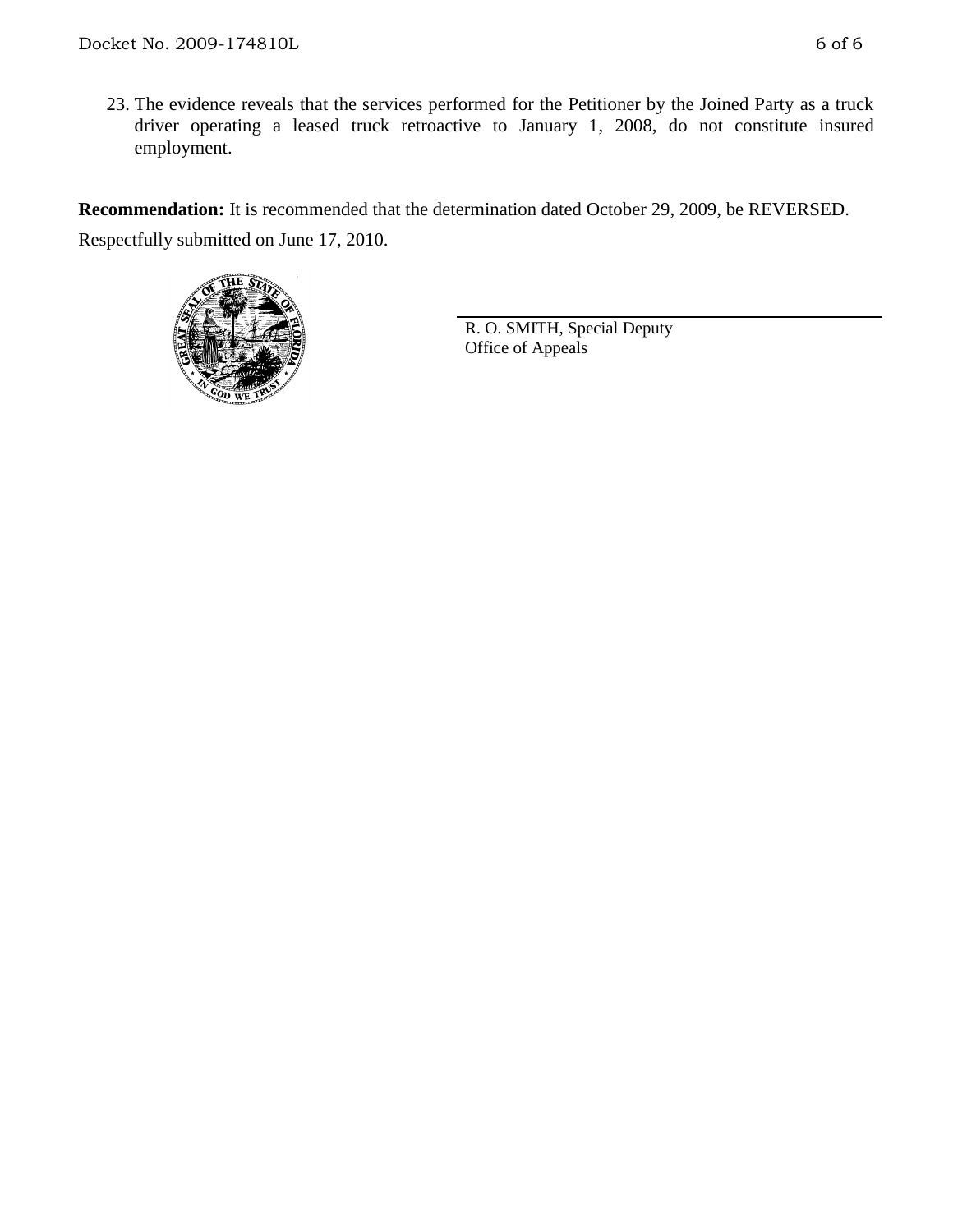23. The evidence reveals that the services performed for the Petitioner by the Joined Party as a truck driver operating a leased truck retroactive to January 1, 2008, do not constitute insured employment.

**Recommendation:** It is recommended that the determination dated October 29, 2009, be REVERSED.

Respectfully submitted on June 17, 2010.

R. O. SMITH, Special Deputy
Office of Appeals